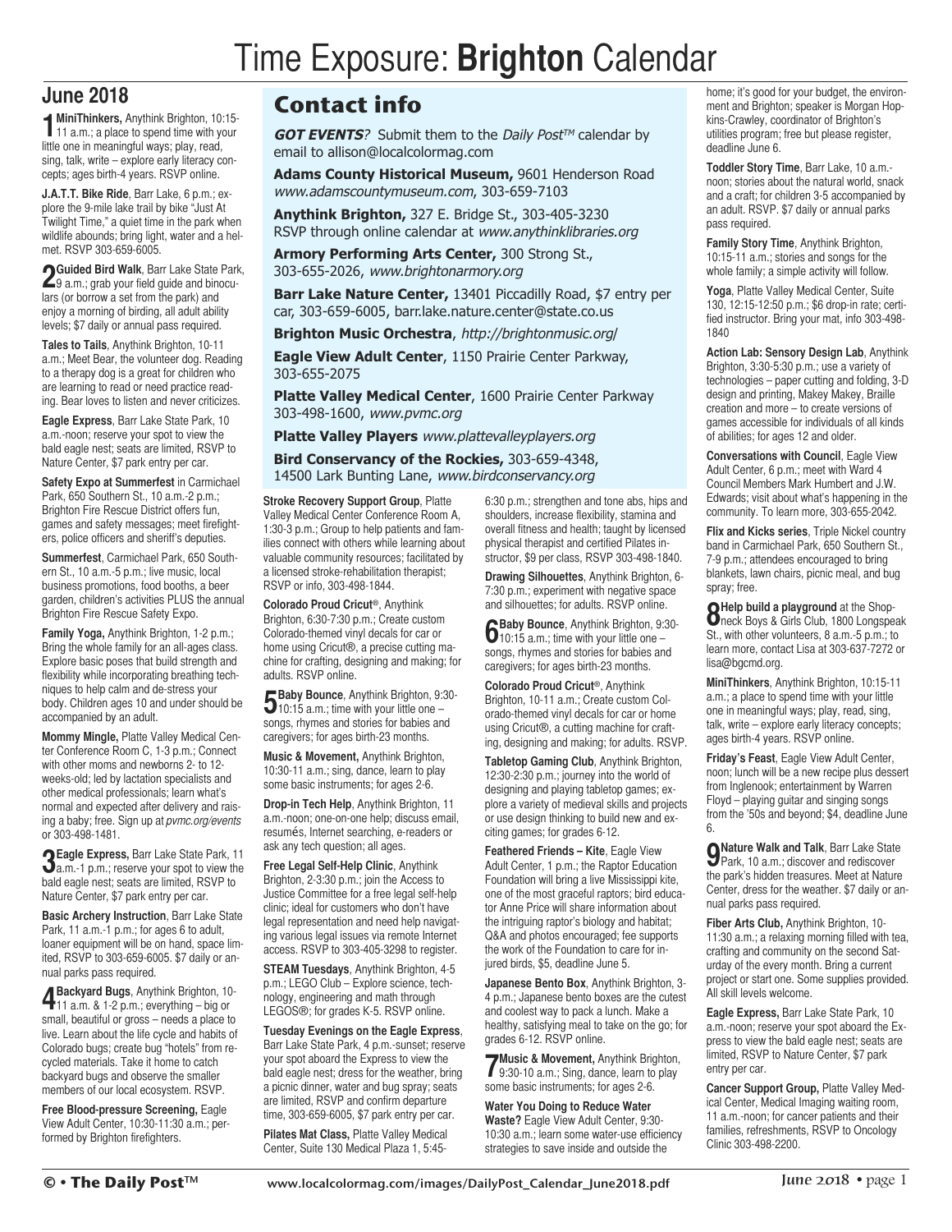# Time Exposure: **Brighton** Calendar

## June 2018

**1** **MiniThinkers,** Anythink Brighton, 10:15-11 a.m.; a place to spend time with your little one in meaningful ways; play, read, sing, talk, write – explore early literacy concepts; ages birth-4 years. RSVP online.

**J.A.T.T. Bike Ride**, Barr Lake, 6 p.m.; explore the 9-mile lake trail by bike "Just At Twilight Time," a quiet time in the park when wildlife abounds; bring light, water and a helmet. RSVP 303-659-6005.

**2** **Guided Bird Walk**, Barr Lake State Park, 9 a.m.; grab your field guide and binoculars (or borrow a set from the park) and enjoy a morning of birding, all adult ability levels; $7 daily or annual pass required.

**Tales to Tails**, Anythink Brighton, 10-11 a.m.; Meet Bear, the volunteer dog. Reading to a therapy dog is a great for children who are learning to read or need practice reading. Bear loves to listen and never criticizes.

**Eagle Express**, Barr Lake State Park, 10 a.m.-noon; reserve your spot to view the bald eagle nest; seats are limited, RSVP to Nature Center, $7 park entry per car.

**Safety Expo at Summerfest** in Carmichael Park, 650 Southern St., 10 a.m.-2 p.m.; Brighton Fire Rescue District offers fun, games and safety messages; meet firefighters, police officers and sheriff's deputies.

**Summerfest**, Carmichael Park, 650 Southern St., 10 a.m.-5 p.m.; live music, local business promotions, food booths, a beer garden, children's activities PLUS the annual Brighton Fire Rescue Safety Expo.

**Family Yoga,** Anythink Brighton, 1-2 p.m.; Bring the whole family for an all-ages class. Explore basic poses that build strength and flexibility while incorporating breathing techniques to help calm and de-stress your body. Children ages 10 and under should be accompanied by an adult.

**Mommy Mingle,** Platte Valley Medical Center Conference Room C, 1-3 p.m.; Connect with other moms and newborns 2- to 12-weeks-old; led by lactation specialists and other medical professionals; learn what's normal and expected after delivery and raising a baby; free. Sign up at *pvmc.org/events* or 303-498-1481.

**3** **Eagle Express,** Barr Lake State Park, 11 a.m.-1 p.m.; reserve your spot to view the bald eagle nest; seats are limited, RSVP to Nature Center, $7 park entry per car.

**Basic Archery Instruction**, Barr Lake State Park, 11 a.m.-1 p.m.; for ages 6 to adult, loaner equipment will be on hand, space limited, RSVP to 303-659-6005. $7 daily or annual parks pass required.

**4** **Backyard Bugs**, Anythink Brighton, 10-11 a.m. & 1-2 p.m.; everything – big or small, beautiful or gross – needs a place to live. Learn about the life cycle and habits of Colorado bugs; create bug "hotels" from recycled materials. Take it home to catch backyard bugs and observe the smaller members of our local ecosystem. RSVP.

**Free Blood-pressure Screening,** Eagle View Adult Center, 10:30-11:30 a.m.; performed by Brighton firefighters.

## Contact info

***GOT EVENTS**?* Submit them to the *Daily Post™* calendar by email to allison@localcolormag.com

**Adams County Historical Museum,** 9601 Henderson Road *www.adamscountymuseum.com*, 303-659-7103

**Anythink Brighton,** 327 E. Bridge St., 303-405-3230 RSVP through online calendar at *www.anythinklibraries.org*

**Armory Performing Arts Center,** 300 Strong St., 303-655-2026, *www.brightonarmory.org*

**Barr Lake Nature Center,** 13401 Piccadilly Road, $7 entry per car, 303-659-6005, barr.lake.nature.center@state.co.us

**Brighton Music Orchestra**, *http://brightonmusic.org/*

**Eagle View Adult Center**, 1150 Prairie Center Parkway, 303-655-2075

**Platte Valley Medical Center**, 1600 Prairie Center Parkway 303-498-1600, *www.pvmc.org*

**Platte Valley Players** *www.plattevalleyplayers.org*

**Bird Conservancy of the Rockies,** 303-659-4348, 14500 Lark Bunting Lane, *www.birdconservancy.org*

**Stroke Recovery Support Group**, Platte Valley Medical Center Conference Room A, 1:30-3 p.m.; Group to help patients and families connect with others while learning about valuable community resources; facilitated by a licensed stroke-rehabilitation therapist; RSVP or info, 303-498-1844.

**Colorado Proud Cricut®**, Anythink Brighton, 6:30-7:30 p.m.; Create custom Colorado-themed vinyl decals for car or home using Cricut®, a precise cutting machine for crafting, designing and making; for adults. RSVP online.

**5** **Baby Bounce**, Anythink Brighton, 9:30-10:15 a.m.; time with your little one – songs, rhymes and stories for babies and caregivers; for ages birth-23 months.

**Music & Movement,** Anythink Brighton, 10:30-11 a.m.; sing, dance, learn to play some basic instruments; for ages 2-6.

**Drop-in Tech Help**, Anythink Brighton, 11 a.m.-noon; one-on-one help; discuss email, resumés, Internet searching, e-readers or ask any tech question; all ages.

**Free Legal Self-Help Clinic**, Anythink Brighton, 2-3:30 p.m.; join the Access to Justice Committee for a free legal self-help clinic; ideal for customers who don't have legal representation and need help navigating various legal issues via remote Internet access. RSVP to 303-405-3298 to register.

**STEAM Tuesdays**, Anythink Brighton, 4-5 p.m.; LEGO Club – Explore science, technology, engineering and math through LEGOS®; for grades K-5. RSVP online.

**Tuesday Evenings on the Eagle Express**, Barr Lake State Park, 4 p.m.-sunset; reserve your spot aboard the Express to view the bald eagle nest; dress for the weather, bring a picnic dinner, water and bug spray; seats are limited, RSVP and confirm departure time, 303-659-6005, $7 park entry per car.

**Pilates Mat Class,** Platte Valley Medical Center, Suite 130 Medical Plaza 1, 5:45-6:30 p.m.; strengthen and tone abs, hips and shoulders, increase flexibility, stamina and overall fitness and health; taught by licensed physical therapist and certified Pilates instructor, $9 per class, RSVP 303-498-1840.

**Drawing Silhouettes**, Anythink Brighton, 6-7:30 p.m.; experiment with negative space and silhouettes; for adults. RSVP online.

**6** **Baby Bounce**, Anythink Brighton, 9:30-10:15 a.m.; time with your little one – songs, rhymes and stories for babies and caregivers; for ages birth-23 months.

**Colorado Proud Cricut®**, Anythink Brighton, 10-11 a.m.; Create custom Colorado-themed vinyl decals for car or home using Cricut®, a cutting machine for crafting, designing and making; for adults. RSVP.

**Tabletop Gaming Club**, Anythink Brighton, 12:30-2:30 p.m.; journey into the world of designing and playing tabletop games; explore a variety of medieval skills and projects or use design thinking to build new and exciting games; for grades 6-12.

**Feathered Friends – Kite**, Eagle View Adult Center, 1 p.m.; the Raptor Education Foundation will bring a live Mississippi kite, one of the most graceful raptors; bird educator Anne Price will share information about the intriguing raptor's biology and habitat; Q&A and photos encouraged; fee supports the work of the Foundation to care for injured birds, $5, deadline June 5.

**Japanese Bento Box**, Anythink Brighton, 3-4 p.m.; Japanese bento boxes are the cutest and coolest way to pack a lunch. Make a healthy, satisfying meal to take on the go; for grades 6-12. RSVP online.

**7** **Music & Movement,** Anythink Brighton, 9:30-10 a.m.; Sing, dance, learn to play some basic instruments; for ages 2-6.

**Water You Doing to Reduce Water Waste?** Eagle View Adult Center, 9:30-10:30 a.m.; learn some water-use efficiency strategies to save inside and outside the home; it's good for your budget, the environment and Brighton; speaker is Morgan Hopkins-Crawley, coordinator of Brighton's utilities program; free but please register, deadline June 6.

**Toddler Story Time**, Barr Lake, 10 a.m.-noon; stories about the natural world, snack and a craft; for children 3-5 accompanied by an adult. RSVP. $7 daily or annual parks pass required.

**Family Story Time**, Anythink Brighton, 10:15-11 a.m.; stories and songs for the whole family; a simple activity will follow.

**Yoga**, Platte Valley Medical Center, Suite 130, 12:15-12:50 p.m.; $6 drop-in rate; certified instructor. Bring your mat, info 303-498-1840

**Action Lab: Sensory Design Lab**, Anythink Brighton, 3:30-5:30 p.m.; use a variety of technologies – paper cutting and folding, 3-D design and printing, Makey Makey, Braille creation and more – to create versions of games accessible for individuals of all kinds of abilities; for ages 12 and older.

**Conversations with Council**, Eagle View Adult Center, 6 p.m.; meet with Ward 4 Council Members Mark Humbert and J.W. Edwards; visit about what's happening in the community. To learn more, 303-655-2042.

**Flix and Kicks series**, Triple Nickel country band in Carmichael Park, 650 Southern St., 7-9 p.m.; attendees encouraged to bring blankets, lawn chairs, picnic meal, and bug spray; free.

**8** **Help build a playground** at the Shopneck Boys & Girls Club, 1800 Longspeak St., with other volunteers, 8 a.m.-5 p.m.; to learn more, contact Lisa at 303-637-7272 or lisa@bgcmd.org.

**MiniThinkers**, Anythink Brighton, 10:15-11 a.m.; a place to spend time with your little one in meaningful ways; play, read, sing, talk, write – explore early literacy concepts; ages birth-4 years. RSVP online.

**Friday's Feast**, Eagle View Adult Center, noon; lunch will be a new recipe plus dessert from Inglenook; entertainment by Warren Floyd – playing guitar and singing songs from the '50s and beyond; $4, deadline June 6.

**9** **Nature Walk and Talk**, Barr Lake State Park, 10 a.m.; discover and rediscover the park's hidden treasures. Meet at Nature Center, dress for the weather. $7 daily or annual parks pass required.

**Fiber Arts Club,** Anythink Brighton, 10-11:30 a.m.; a relaxing morning filled with tea, crafting and community on the second Saturday of the every month. Bring a current project or start one. Some supplies provided. All skill levels welcome.

**Eagle Express,** Barr Lake State Park, 10 a.m.-noon; reserve your spot aboard the Express to view the bald eagle nest; seats are limited, RSVP to Nature Center, $7 park entry per car.

**Cancer Support Group,** Platte Valley Medical Center, Medical Imaging waiting room, 11 a.m.-noon; for cancer patients and their families, refreshments, RSVP to Oncology Clinic 303-498-2200.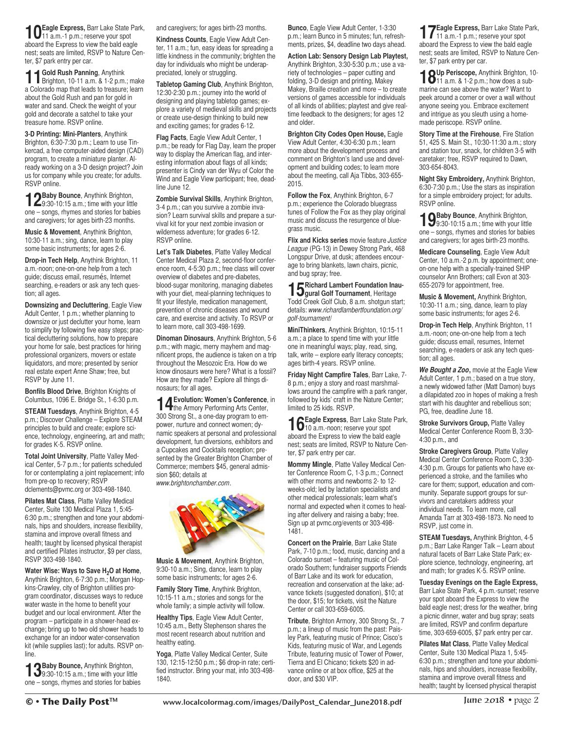**10 Eagle Express,** Barr Lake State Park, 11 a.m.-1 p.m.; reserve your spot aboard the Express to view the bald eagle nest; seats are limited, RSVP to Nature Center, $7 park entry per car.

**11 Gold Rush Panning**, Anythink Brighton, 10-11 a.m. & 1-2 p.m.; make a Colorado map that leads to treasure; learn about the Gold Rush and pan for gold in water and sand. Check the weight of your gold and decorate a satchel to take your treasure home. RSVP online.

**3-D Printing: Mini-Planters**, Anythink Brighton, 6:30-7:30 p.m.; Learn to use Tinkercad, a free computer-aided design (CAD) program, to create a miniature planter. Already working on a 3-D design project? Join us for company while you create; for adults. RSVP online.

**12 Baby Bounce**, Anythink Brighton, 9:30-10:15 a.m.; time with your little one – songs, rhymes and stories for babies and caregivers; for ages birth-23 months.

**Music & Movement**, Anythink Brighton, 10:30-11 a.m.; sing, dance, learn to play some basic instruments; for ages 2-6.

**Drop-in Tech Help**, Anythink Brighton, 11 a.m.-noon; one-on-one help from a tech guide; discuss email, resumés, Internet searching, e-readers or ask any tech question; all ages.

**Downsizing and Decluttering**, Eagle View Adult Center, 1 p.m.; whether planning to downsize or just declutter your home, learn to simplify by following five easy steps; practical decluttering solutions, how to prepare your home for sale, best practices for hiring professional organizers, movers or estate liquidators, and more; presented by senior real estate expert Anne Shaw; free, but RSVP by June 11.

**Bonfils Blood Drive**, Brighton Knights of Columbus, 1096 E. Bridge St., 1-6:30 p.m.

**STEAM Tuesdays**, Anythink Brighton, 4-5 p.m.; Discover Challenge – Explore STEAM principles to build and create; explore science, technology, engineering, art and math; for grades K-5. RSVP online.

**Total Joint University**, Platte Valley Medical Center, 5-7 p.m.; for patients scheduled for or contemplating a joint replacement; info from pre-op to recovery; RSVP dclements@pvmc.org or 303-498-1840.

**Pilates Mat Class**, Platte Valley Medical Center, Suite 130 Medical Plaza 1, 5:45-6:30 p.m.; strengthen and tone your abdominals, hips and shoulders, increase flexibility, stamina and improve overall fitness and health; taught by licensed physical therapist and certified Pilates instructor, $9 per class, RSVP 303-498-1840.

**Water Wise: Ways to Save $H_2O$ at Home**, Anythink Brighton, 6-7:30 p.m.; Morgan Hopkins-Crawley, city of Brighton utilities program coordinator, discusses ways to reduce water waste in the home to benefit your budget and our local environment. After the program – participate in a shower-head exchange; bring up to two old shower heads to exchange for an indoor water-conservation kit (while supplies last); for adults. RSVP online.

**13 Baby Bounce,** Anythink Brighton, 9:30-10:15 a.m.; time with your little one – songs, rhymes and stories for babies and caregivers; for ages birth-23 months.

**Kindness Counts**, Eagle View Adult Center, 11 a.m.; fun, easy ideas for spreading a little kindness in the community; brighten the day for individuals who might be underappreciated, lonely or struggling.

**Tabletop Gaming Club**, Anythink Brighton, 12:30-2:30 p.m.; journey into the world of designing and playing tabletop games; explore a variety of medieval skills and projects or create use-design thinking to build new and exciting games; for grades 6-12.

**Flag Facts**, Eagle View Adult Center, 1 p.m.; be ready for Flag Day, learn the proper way to display the American flag, and interesting information about flags of all kinds; presenter is Cindy van der Wyu of Color the Wind and Eagle View participant; free, deadline June 12.

**Zombie Survival Skills**, Anythink Brighton, 3-4 p.m.; can you survive a zombie invasion? Learn survival skills and prepare a survival kit for your next zombie invasion or wilderness adventure; for grades 6-12. RSVP online.

**Let's Talk Diabetes**, Platte Valley Medical Center Medical Plaza 2, second-floor conference room, 4-5:30 p.m.; free class will cover overview of diabetes and pre-diabetes, blood-sugar monitoring, managing diabetes with your diet, meal-planning techniques to fit your lifestyle, medication management, prevention of chronic diseases and wound care, and exercise and activity. To RSVP or to learn more, call 303-498-1699.

**Dinoman Dinosaurs**, Anythink Brighton, 5-6 p.m.; with magic, merry mayhem and magnificent props, the audience is taken on a trip throughout the Mesozoic Era. How do we know dinosaurs were here? What is a fossil? How are they made? Explore all things dinosaurs; for all ages.

**14 Evolution: Women's Conference**, in the Armory Performing Arts Center, 300 Strong St., a one-day program to empower, nurture and connect women; dynamic speakers at personal and professional development, fun diversions, exhibitors and a Cupcakes and Cocktails reception; presented by the Greater Brighton Chamber of Commerce; members $45, general admission $60; details at *www.brightonchamber.com*.

**Music & Movement**, Anythink Brighton, 9:30-10 a.m.; Sing, dance, learn to play some basic instruments; for ages 2-6.

**Family Story Time**, Anythink Brighton, 10:15-11 a.m.; stories and songs for the whole family; a simple activity will follow.

**Healthy Tips**, Eagle View Adult Center, 10:45 a.m., Betty Stephenson shares the most recent research about nutrition and healthy eating.

**Yoga**, Platte Valley Medical Center, Suite 130, 12:15-12:50 p.m.; $6 drop-in rate; certified instructor. Bring your mat, info 303-498-1840.

**Bunco**, Eagle View Adult Center, 1-3:30 p.m.; learn Bunco in 5 minutes; fun, refreshments, prizes, $4, deadline two days ahead.

**Action Lab: Sensory Design Lab Playtest,** Anythink Brighton, 3:30-5:30 p.m.; use a variety of technologies – paper cutting and folding, 3-D design and printing, Makey Makey, Braille creation and more – to create versions of games accessible for individuals of all kinds of abilities; playtest and give real-time feedback to the designers; for ages 12 and older.

**Brighton City Codes Open House,** Eagle View Adult Center, 4:30-6:30 p.m.; learn more about the development process and comment on Brighton's land use and development and building codes; to learn more about the meeting, call Aja Tibbs, 303-655-2015.

**Follow the Fox**, Anythink Brighton, 6-7 p.m.; experience the Colorado bluegrass tunes of Follow the Fox as they play original music and discuss the resurgence of bluegrass music.

**Flix and Kicks series** movie feature *Justice League* (PG-13) in Dewey Strong Park, 468 Longspur Drive, at dusk; attendees encourage to bring blankets, lawn chairs, picnic, and bug spray; free.

**15 Richard Lambert Foundation Inaugural Golf Tournament**, Heritage Todd Creek Golf Club, 8 a.m. shotgun start; details: *www.richardlambertfoundation.org/golf-tournament/*

**MiniThinkers**, Anythink Brighton, 10:15-11 a.m.; a place to spend time with your little one in meaningful ways; play, read, sing, talk, write – explore early literacy concepts; ages birth-4 years. RSVP online.

**Friday Night Campfire Tales**, Barr Lake, 7-8 p.m.; enjoy a story and roast marshmallows around the campfire with a park ranger, followed by kids' craft in the Nature Center; limited to 25 kids. RSVP.

**16 Eagle Express**, Barr Lake State Park, 10 a.m.-noon; reserve your spot aboard the Express to view the bald eagle nest; seats are limited, RSVP to Nature Center, $7 park entry per car.

**Mommy Mingle**, Platte Valley Medical Center Conference Room C, 1-3 p.m.; Connect with other moms and newborns 2- to 12-weeks-old; led by lactation specialists and other medical professionals; learn what's normal and expected when it comes to healing after delivery and raising a baby; free. Sign up at pvmc.org/events or 303-498-1481.

**Concert on the Prairie**, Barr Lake State Park, 7-10 p.m.; food, music, dancing and a Colorado sunset – featuring music of Colorado Southern; fundraiser supports Friends of Barr Lake and its work for education, recreation and conservation at the lake; advance tickets (suggested donation), $10; at the door, $15; for tickets, visit the Nature Center or call 303-659-6005.

**Tribute**, Brighton Armory, 300 Strong St., 7 p.m.; a lineup of music from the past: Paisley Park, featuring music of Prince; Cisco's Kids, featuring music of War, and Legends Tribute, featuring music of Tower of Power, Tierra and El Chicano; tickets $20 in advance online or at box office, $25 at the door, and $30 VIP.

**17 Eagle Express,** Barr Lake State Park, 11 a.m.-1 p.m.; reserve your spot aboard the Express to view the bald eagle nest; seats are limited, RSVP to Nature Center, $7 park entry per car.

**18 Up Periscope,** Anythink Brighton, 10-11 a.m. & 1-2 p.m.; how does a submarine can see above the water? Want to peek around a corner or over a wall without anyone seeing you. Embrace excitement and intrigue as you sleuth using a homemade periscope. RSVP online.

**Story Time at the Firehouse**, Fire Station 51, 425 S. Main St., 10:30-11:30 a.m.; story and station tour, snack, for children 3-5 with caretaker; free, RSVP required to Dawn, 303-654-8043.

**Night Sky Embroidery,** Anythink Brighton, 6:30-7:30 p.m.; Use the stars as inspiration for a simple embroidery project; for adults. RSVP online.

**19 Baby Bounce**, Anythink Brighton, 9:30-10:15 a.m.; time with your little one – songs, rhymes and stories for babies and caregivers; for ages birth-23 months.

**Medicare Counseling**, Eagle View Adult Center, 10 a.m.-2 p.m. by appointment; one-on-one help with a specially-trained SHIP counselor Ann Brothers; call Evon at 303-655-2079 for appointment, free.

**Music & Movement,** Anythink Brighton, 10:30-11 a.m.; sing, dance, learn to play some basic instruments; for ages 2-6.

**Drop-in Tech Help**, Anythink Brighton, 11 a.m.-noon; one-on-one help from a tech guide; discuss email, resumes, Internet searching, e-readers or ask any tech question; all ages.

***We Bought a Zoo***, movie at the Eagle View Adult Center, 1 p.m.; based on a true story, a newly widowed father (Matt Damon) buys a dilapidated zoo in hopes of making a fresh start with his daughter and rebellious son; PG, free, deadline June 18.

**Stroke Survivors Group,** Platte Valley Medical Center Conference Room B, 3:30-4:30 p.m., and

**Stroke Caregivers Group**, Platte Valley Medical Center Conference Room C, 3:30-4:30 p.m. Groups for patients who have experienced a stroke, and the families who care for them; support, education and community. Separate support groups for survivors and caretakers address your individual needs. To learn more, call Amanda Tarr at 303-498-1873. No need to RSVP, just come in.

**STEAM Tuesdays,** Anythink Brighton, 4-5 p.m.; Barr Lake Ranger Talk – Learn about natural facets of Barr Lake State Park; explore science, technology, engineering, art and math; for grades K-5. RSVP online.

**Tuesday Evenings on the Eagle Express,** Barr Lake State Park, 4 p.m.-sunset; reserve your spot aboard the Express to view the bald eagle nest; dress for the weather, bring a picnic dinner, water and bug spray; seats are limited, RSVP and confirm departure time, 303-659-6005, $7 park entry per car.

**Pilates Mat Class**, Platte Valley Medical Center, Suite 130 Medical Plaza 1, 5:45-6:30 p.m.; strengthen and tone your abdominals, hips and shoulders, increase flexibility, stamina and improve overall fitness and health; taught by licensed physical therapist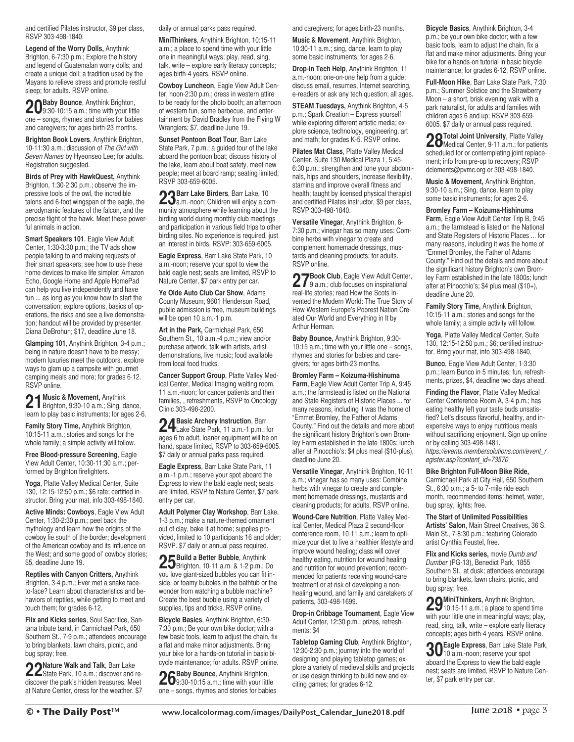and certified Pilates instructor, $9 per class, RSVP 303-498-1840.

**Legend of the Worry Dolls,** Anythink Brighton, 6-7:30 p.m.; Explore the history and legend of Guatemalan worry dolls; and create a unique doll; a tradition used by the Mayans to relieve stress and promote restful sleep; for adults. RSVP online.

**20 Baby Bounce**, Anythink Brighton, 9:30-10:15 a.m.; time with your little one – songs, rhymes and stories for babies and caregivers; for ages birth-23 months.

**Brighton Book Lovers**, Anythink Brighton, 10-11:30 a.m.; discussion of *The Girl with Seven Names* by Hyeonseo Lee; for adults. Registration suggested.

**Birds of Prey with HawkQuest,** Anythink Brighton, 1:30-2:30 p.m.; observe the impressive tools of the owl, the incredible talons and 6-foot wingspan of the eagle, the aerodynamic features of the falcon, and the precise flight of the hawk. Meet these powerful animals in action.

**Smart Speakers 101**, Eagle View Adult Center, 1:30-3:30 p.m.; the TV ads show people talking to and making requests of their smart speakers; see how to use these home devices to make life simpler; Amazon Echo, Google Home and Apple HomePad can help you live independently and have fun ... as long as you know how to start the conversation; explore options, basics of operations, the risks and see a live demonstration; handout will be provided by presenter Diana DeBrohun; $17, deadline June 18.

**Glamping 101**, Anythink Brighton, 3-4 p.m.; being in nature doesn't have to be messy; modern luxuries meet the outdoors, explore ways to glam up a campsite with gourmet camping meals and more; for grades 6-12. RSVP online.

**21 Music & Movement,** Anythink Brighton, 9:30-10 a.m.; Sing, dance, learn to play basic instruments; for ages 2-6.

**Family Story Time,** Anythink Brighton, 10:15-11 a.m.; stories and songs for the whole family; a simple activity will follow.

**Free Blood-pressure Screening**, Eagle View Adult Center, 10:30-11:30 a.m.; performed by Brighton firefighters.

**Yoga**, Platte Valley Medical Center, Suite 130, 12:15-12:50 p.m.; $6 rate; certified instructor. Bring your mat, info 303-498-1840.

**Active Minds: Cowboys**, Eagle View Adult Center, 1:30-2:30 p.m.; peel back the mythology and learn how the origins of the cowboy lie south of the border; development of the American cowboy and its influence on the West; and some good ol' cowboy stories; $5, deadline June 19.

**Reptiles with Canyon Critters,** Anythink Brighton, 3-4 p.m.; Ever met a snake face-to-face? Learn about characteristics and behaviors of reptiles, while getting to meet and touch them; for grades 6-12.

**Flix and Kicks series**, Soul Sacrifice, Santana tribute band, in Carmichael Park, 650 Southern St., 7-9 p.m.; attendees encourage to bring blankets, lawn chairs, picnic, and bug spray; free.

**22 Nature Walk and Talk**, Barr Lake State Park, 10 a.m.; discover and rediscover the park's hidden treasures. Meet at Nature Center, dress for the weather. $7 daily or annual parks pass required.

**MiniThinkers**, Anythink Brighton, 10:15-11 a.m.; a place to spend time with your little one in meaningful ways; play, read, sing, talk, write – explore early literacy concepts; ages birth-4 years. RSVP online.

**Cowboy Luncheon**, Eagle View Adult Center, noon-2:30 p.m.; dress in western attire to be ready for the photo booth; an afternoon of western fun, some barbecue, and entertainment by David Bradley from the Flying W Wranglers; $7, deadline June 19.

**Sunset Pontoon Boat Tour**, Barr Lake State Park, 7 p.m.; a guided tour of the lake aboard the pontoon boat; discuss history of the lake, learn about boat safety, meet new people; meet at board ramp; seating limited, RSVP 303-659-6005.

**23 Barr Lake Birders**, Barr Lake, 10 a.m.-noon; Children will enjoy a community atmosphere while learning about the birding world during monthly club meetings and participation in various field trips to other birding sites. No experience is required, just an interest in birds. RSVP: 303-659-6005.

**Eagle Express**, Barr Lake State Park, 10 a.m.-noon; reserve your spot to view the bald eagle nest; seats are limited, RSVP to Nature Center, $7 park entry per car.

**Ye Olde Auto Club Car Show**, Adams County Museum, 9601 Henderson Road, public admission is free, museum buildings will be open 10 a.m.-1 p.m.

**Art in the Park,** Carmichael Park, 650 Southern St., 10 a.m.-4 p.m.; view and/or purchase artwork, talk with artists, artist demonstrations, live music; food available from local food trucks.

**Cancer Support Group**, Platte Valley Medical Center, Medical Imaging waiting room, 11 a.m.-noon; for cancer patients and their families, , refreshments, RSVP to Oncology Clinic 303-498-2200.

**24 Basic Archery Instruction**, Barr Lake State Park, 11 a.m.-1 p.m.; for ages 6 to adult, loaner equipment will be on hand, space limited, RSVP to 303-659-6005. $7 daily or annual parks pass required.

**Eagle Express**, Barr Lake State Park, 11 a.m.-1 p.m.; reserve your spot aboard the Express to view the bald eagle nest; seats are limited, RSVP to Nature Center, $7 park entry per car.

**Adult Polymer Clay Workshop**, Barr Lake, 1-3 p.m.; make a nature-themed ornament out of clay, bake it at home; supplies provided, limited to 10 participants 16 and older; RSVP. $7 daily or annual pass required.

**25 Build a Better Bubble**, Anythink Brighton, 10-11 a.m. & 1-2 p.m.; Do you love giant-sized bubbles you can fit inside, or foamy bubbles in the bathtub or the wonder from watching a bubble machine? Create the best bubble using a variety of supplies, tips and tricks. RSVP online.

**Bicycle Basics**, Anythink Brighton, 6:30-7:30 p.m.; Be your own bike doctor; with a few basic tools, learn to adjust the chain, fix a flat and make minor adjustments. Bring your bike for a hands-on tutorial in basic bicycle maintenance; for adults. RSVP online.

**26 Baby Bounce**, Anythink Brighton, 9:30-10:15 a.m.; time with your little one – songs, rhymes and stories for babies and caregivers; for ages birth-23 months.

**Music & Movement**, Anythink Brighton, 10:30-11 a.m.; sing, dance, learn to play some basic instruments; for ages 2-6.

**Drop-in Tech Help**, Anythink Brighton, 11 a.m.-noon; one-on-one help from a guide; discuss email, resumes, Internet searching, e-readers or ask any tech question; all ages.

**STEAM Tuesdays,** Anythink Brighton, 4-5 p.m.; Spark Creation – Express yourself while exploring different artistic media; explore science, technology, engineering, art and math; for grades K-5. RSVP online.

**Pilates Mat Class**, Platte Valley Medical Center, Suite 130 Medical Plaza 1, 5:45-6:30 p.m.; strengthen and tone your abdominals, hips and shoulders, increase flexibility, stamina and improve overall fitness and health; taught by licensed physical therapist and certified Pilates instructor, $9 per class, RSVP 303-498-1840.

**Versatile Vinegar**, Anythink Brighton, 6-7:30 p.m.; vinegar has so many uses: Combine herbs with vinegar to create and complement homemade dressings, mustards and cleaning products; for adults. RSVP online.

**27 Book Club**, Eagle View Adult Center, 9 a.m.; club focuses on inspirational real-life stories; read How the Scots Invented the Modern World: The True Story of How Western Europe's Poorest Nation Created Our World and Everything in It by Arthur Herman.

**Baby Bounce,** Anythink Brighton, 9:30-10:15 a.m.; time with your little one – songs, rhymes and stories for babies and caregivers; for ages birth-23 months.

**Bromley Farm – Koizuma-Hishinuma Farm**, Eagle View Adult Center Trip A, 9:45 a.m.; the farmstead is listed on the National and State Registers of Historic Places ... for many reasons, including it was the home of "Emmet Bromley, the Father of Adams County." Find out the details and more about the significant history Brighton's own Bromley Farm established in the late 1800s; lunch after at Pinocchio's; $4 plus meal ($10-plus), deadline June 20.

**Versatile Vinegar**, Anythink Brighton, 10-11 a.m.; vinegar has so many uses: Combine herbs with vinegar to create and complement homemade dressings, mustards and cleaning products; for adults. RSVP online.

**Wound-Care Nutrition**, Platte Valley Medical Center, Medical Plaza 2 second-floor conference room, 10-11 a.m.; learn to optimize your diet to live a healthier lifestyle and improve wound healing; class will cover healthy eating, nutrition for wound healing and nutrition for wound prevention; recommended for patients receiving wound-care treatment or at risk of developing a non-healing wound, and family and caretakers of patients, 303-498-1699.

**Drop-in Cribbage Tournament**, Eagle View Adult Center, 12:30 p.m.; prizes, refreshments; $4

**Tabletop Gaming Club**, Anythink Brighton, 12:30-2:30 p.m.; journey into the world of designing and playing tabletop games; explore a variety of medieval skills and projects or use design thinking to build new and exciting games; for grades 6-12.

**Bicycle Basics**, Anythink Brighton, 3-4 p.m.; be your own bike doctor; with a few basic tools, learn to adjust the chain, fix a flat and make minor adjustments. Bring your bike for a hands-on tutorial in basic bicycle maintenance; for grades 6-12. RSVP online.

**Full-Moon Hike**, Barr Lake State Park, 7:30 p.m.; Summer Solstice and the Strawberry Moon – a short, brisk evening walk with a park naturalist, for adults and families with children ages 6 and up; RSVP 303-659-6005. $7 daily or annual pass required.

**28 Total Joint University**, Platte Valley Medical Center, 9-11 a.m.; for patients scheduled for or contemplating joint replacement; info from pre-op to recovery; RSVP dclements@pvmc.org or 303-498-1840.

**Music & Movement,** Anythink Brighton, 9:30-10 a.m.; Sing, dance, learn to play some basic instruments; for ages 2-6.

**Bromley Farm – Koizuma-Hishinuma Farm**, Eagle View Adult Center Trip B, 9:45 a.m.; the farmstead is listed on the National and State Registers of Historic Places ... for many reasons, including it was the home of "Emmet Bromley, the Father of Adams County." Find out the details and more about the significant history Brighton's own Bromley Farm established in the late 1800s; lunch after at Pinocchio's; $4 plus meal ($10+), deadline June 20.

**Family Story Time,** Anythink Brighton, 10:15-11 a.m.; stories and songs for the whole family; a simple activity will follow.

**Yoga**, Platte Valley Medical Center, Suite 130, 12:15-12:50 p.m.; $6; certified instructor. Bring your mat, info 303-498-1840.

**Bunco**, Eagle View Adult Center, 1-3:30 p.m.; learn Bunco in 5 minutes; fun, refreshments, prizes, $4, deadline two days ahead.

**Finding the Flavor**, Platte Valley Medical Center Conference Room A, 3-4 p.m.; has eating healthy left your taste buds unsatisfied? Let's discuss flavorful, healthy, and inexpensive ways to enjoy nutritious meals without sacrificing enjoyment. Sign up online or by calling 303-498-1481. *https://events.membersolutions.com/event_register.asp?content_id=73570*

**Bike Brighton Full-Moon Bike Ride,** Carmichael Park at City Hall, 650 Southern St., 6:30 p.m.; a 5- to 7-mile ride each month, recommended items: helmet, water, bug spray, lights; free.

**The Start of Unlimited Possibilities Artists' Salon**, Main Street Creatives, 36 S. Main St., 7-8:30 p.m.; featuring Colorado artist Cynthia Feustel, free.

**Flix and Kicks series,** movie *Dumb and Dumber* (PG-13), Benedict Park, 1855 Southern St., at dusk; attendees encourage to bring blankets, lawn chairs, picnic, and bug spray; free.

**29 MiniThinkers,** Anythink Brighton, 10:15-11 a.m.; a place to spend time with your little one in meaningful ways; play, read, sing, talk, write – explore early literacy concepts; ages birth-4 years. RSVP online.

**30 Eagle Express**, Barr Lake State Park, 10 a.m.-noon; reserve your spot aboard the Express to view the bald eagle nest; seats are limited, RSVP to Nature Center, $7 park entry per car.